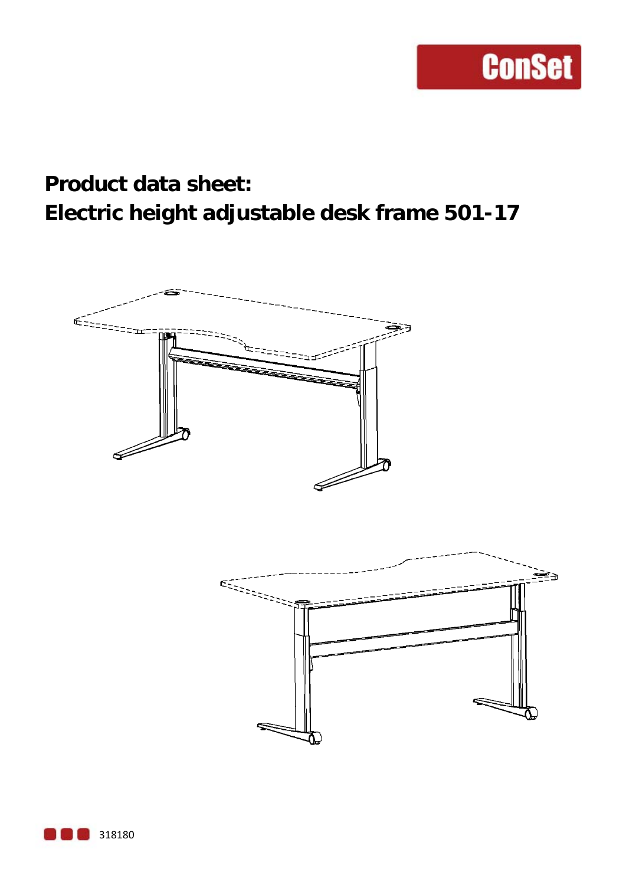ConSet

# Product data sheet:
# Electric height adjustable desk frame 501-17

318180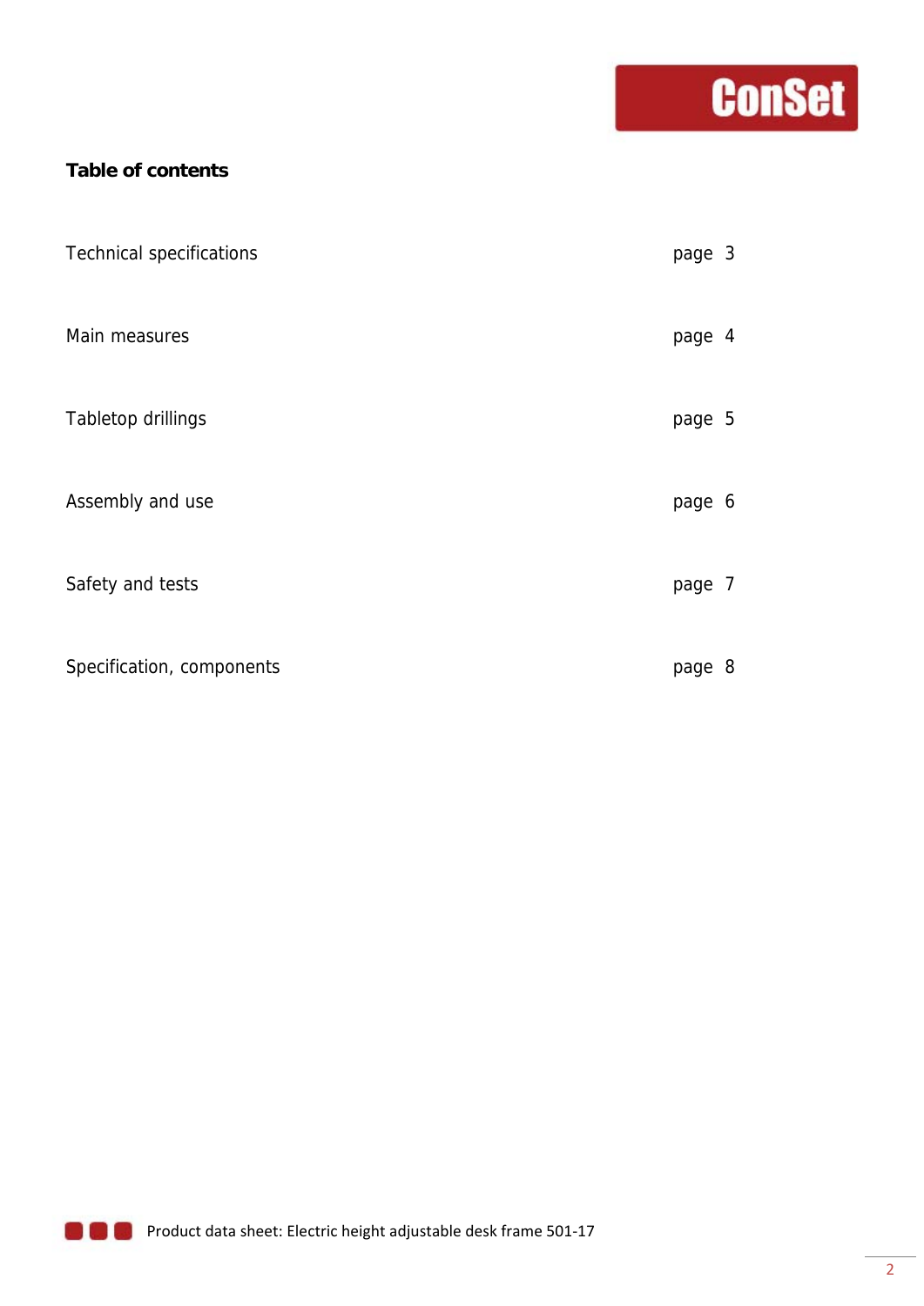**Table of contents**

| | |
|---|---|
| Technical specifications | page 3 |
| Main measures | page 4 |
| Tabletop drillings | page 5 |
| Assembly and use | page 6 |
| Safety and tests | page 7 |
| Specification, components | page 8 |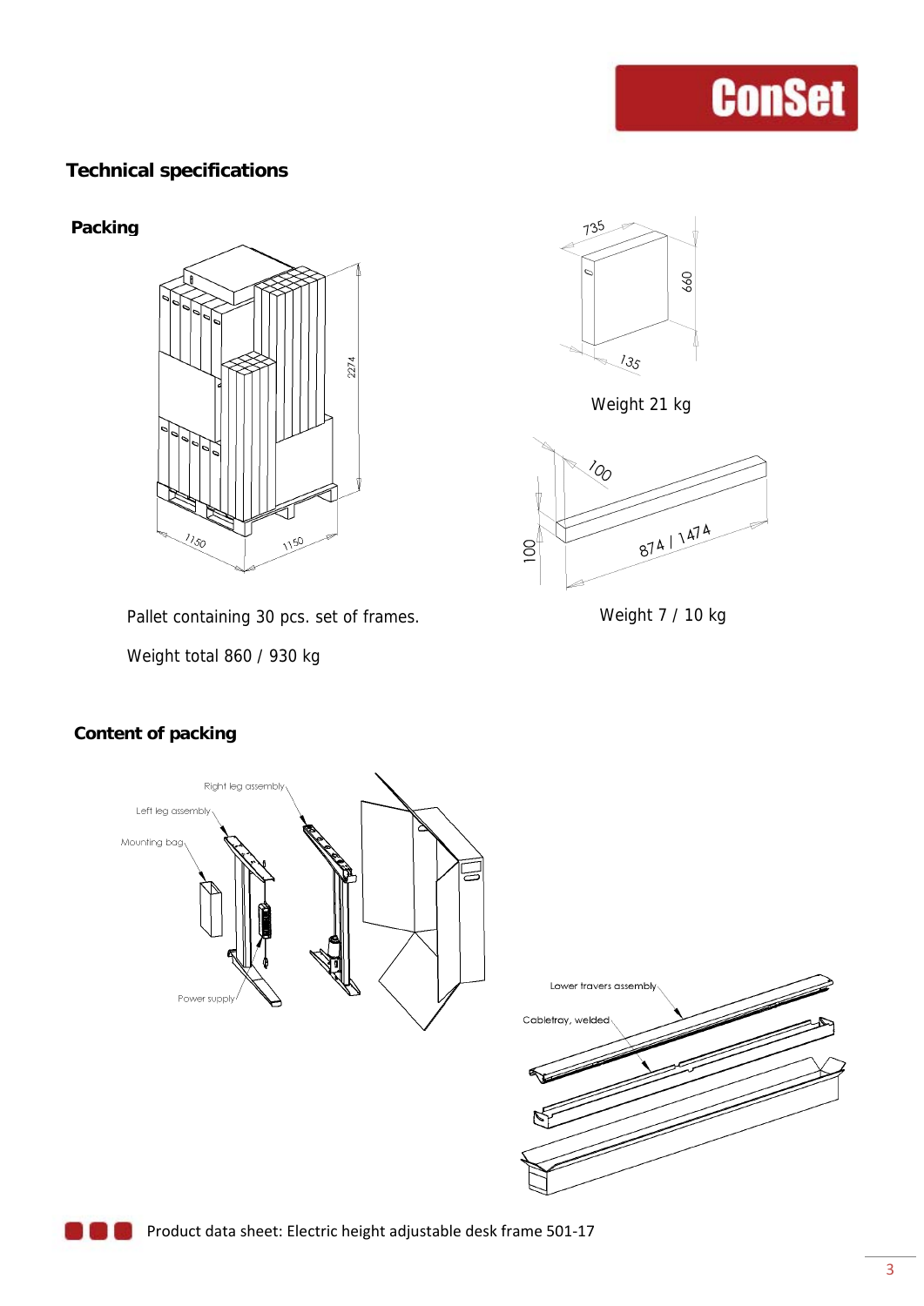## Technical specifications

### Packing

Pallet containing 30 pcs. set of frames.

Weight total 860 / 930 kg

Weight 21 kg

Weight 7 / 10 kg

### Content of packing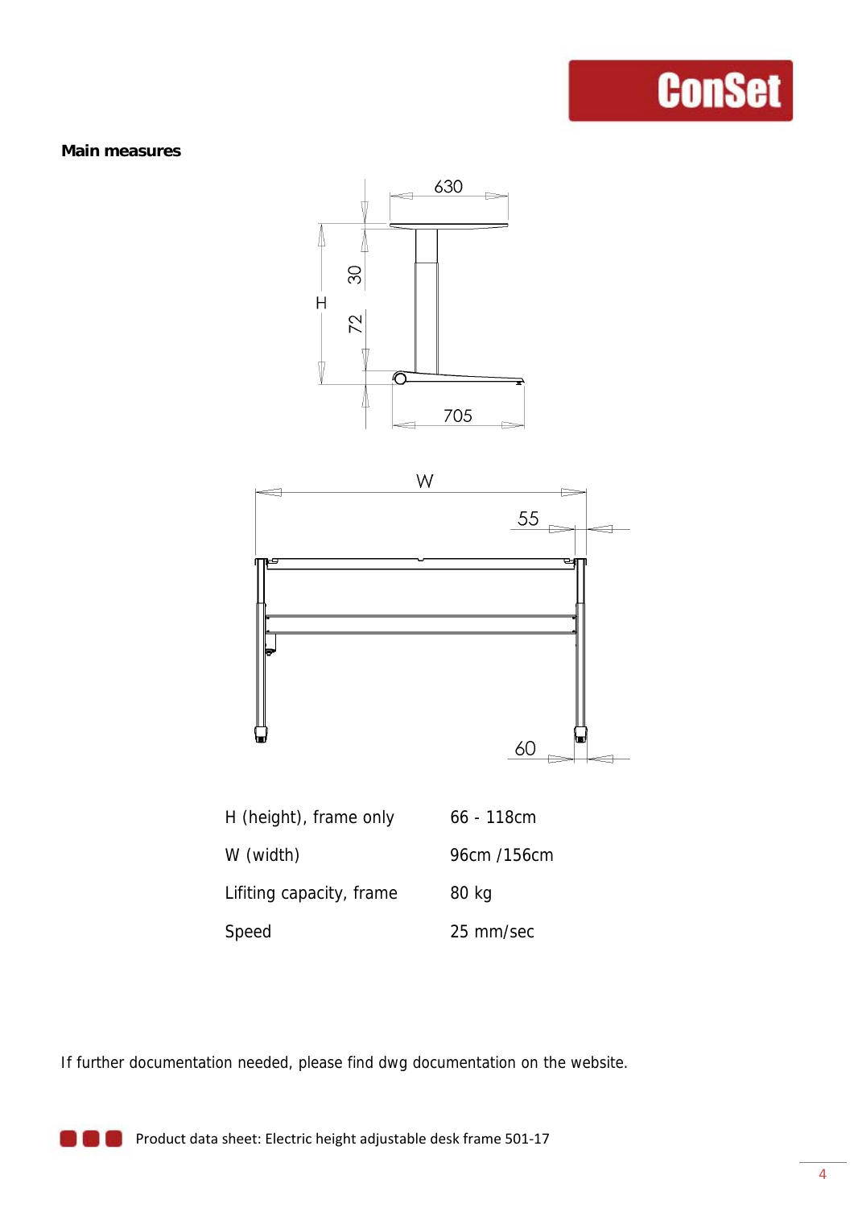**Main measures**

| | |
|---|---|
| H (height), frame only | 66 - 118cm |
| W (width) | 96cm /156cm |
| Lifiting capacity, frame | 80 kg |
| Speed | 25 mm/sec |

If further documentation needed, please find dwg documentation on the website.

Product data sheet: Electric height adjustable desk frame 501-17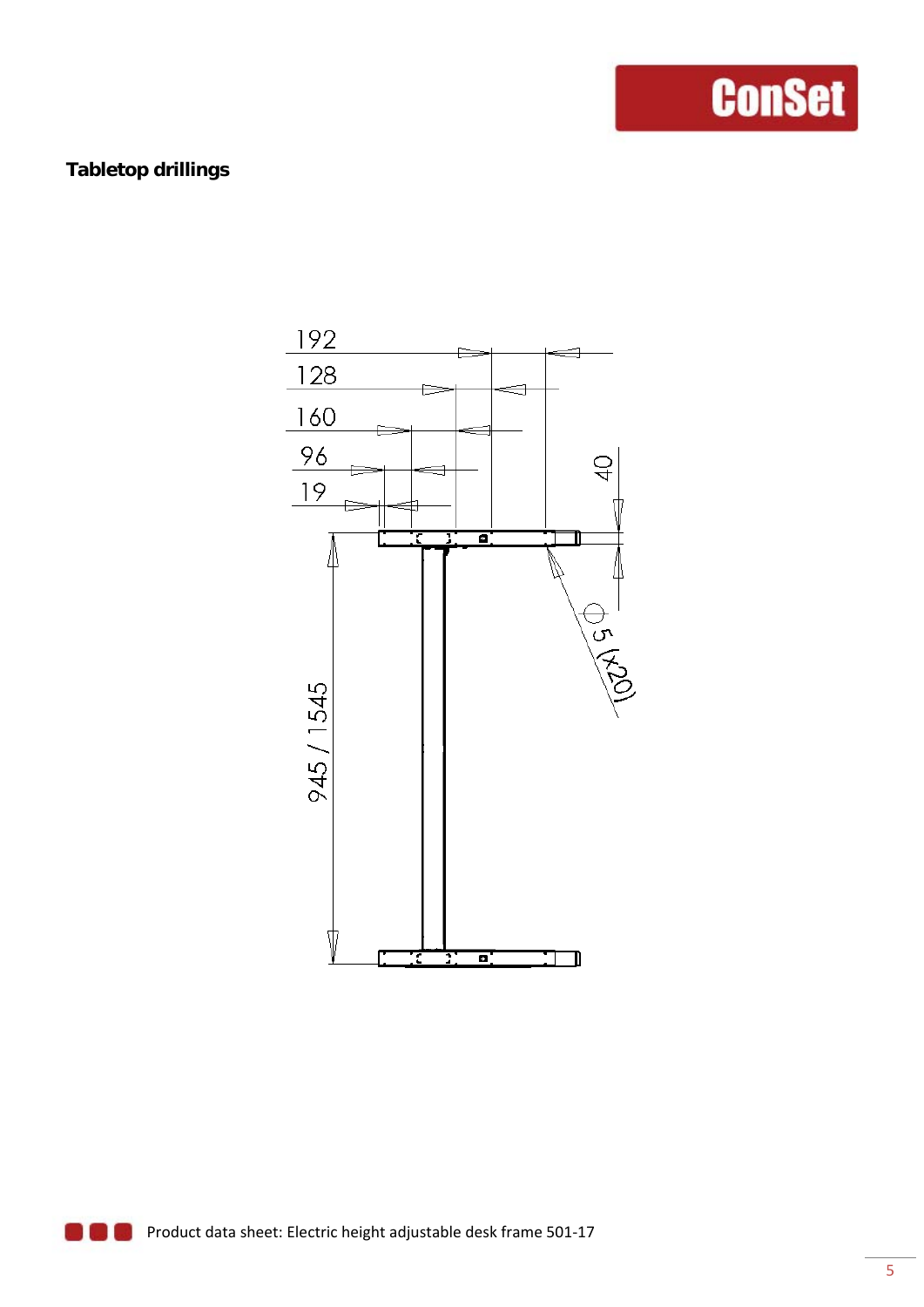## Tabletop drillings

192

128

160

96

19

40

945 / 1545

⌀5 (x20)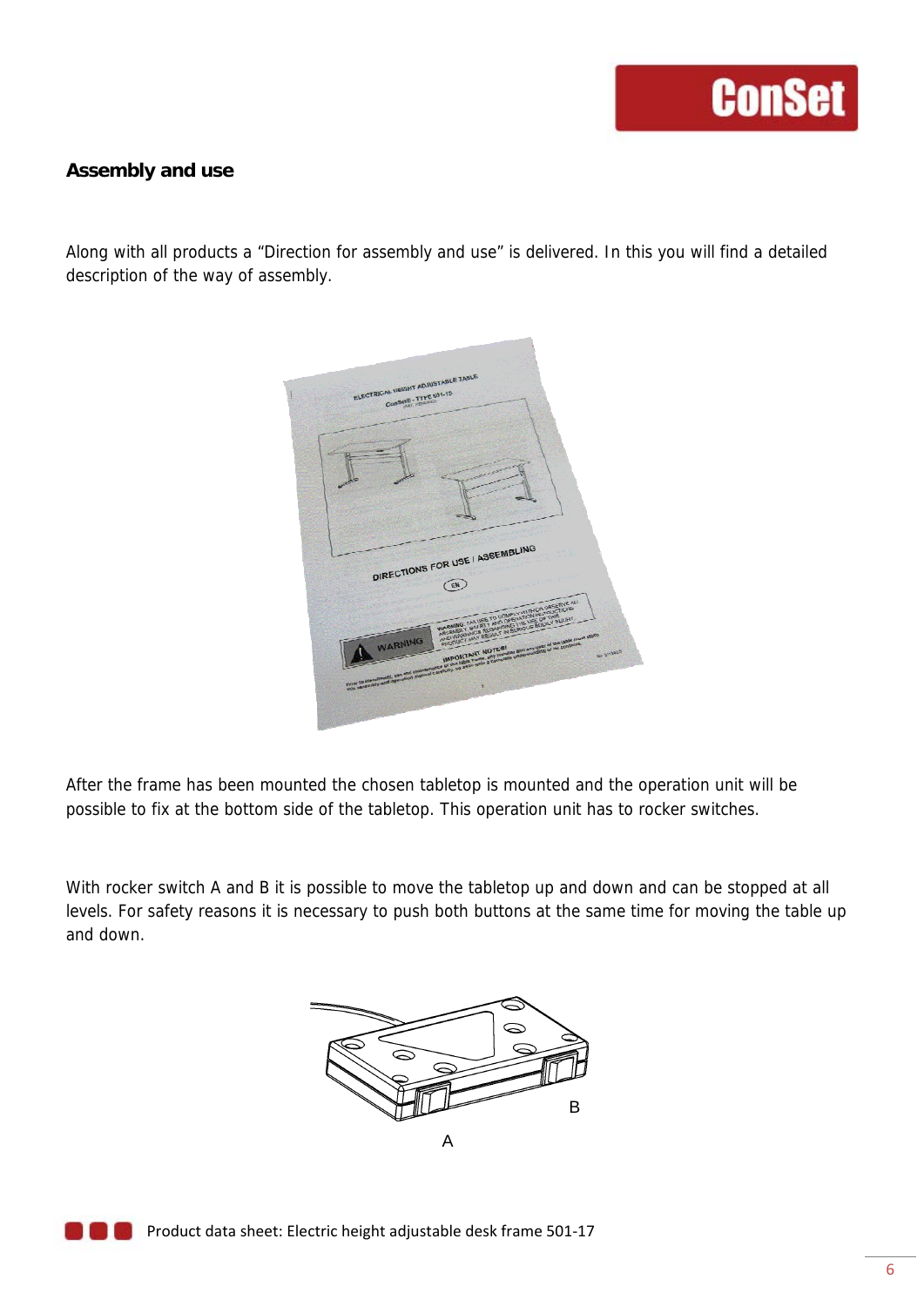## Assembly and use

Along with all products a “Direction for assembly and use” is delivered. In this you will find a detailed description of the way of assembly.

After the frame has been mounted the chosen tabletop is mounted and the operation unit will be possible to fix at the bottom side of the tabletop. This operation unit has to rocker switches.

With rocker switch A and B it is possible to move the tabletop up and down and can be stopped at all levels. For safety reasons it is necessary to push both buttons at the same time for moving the table up and down.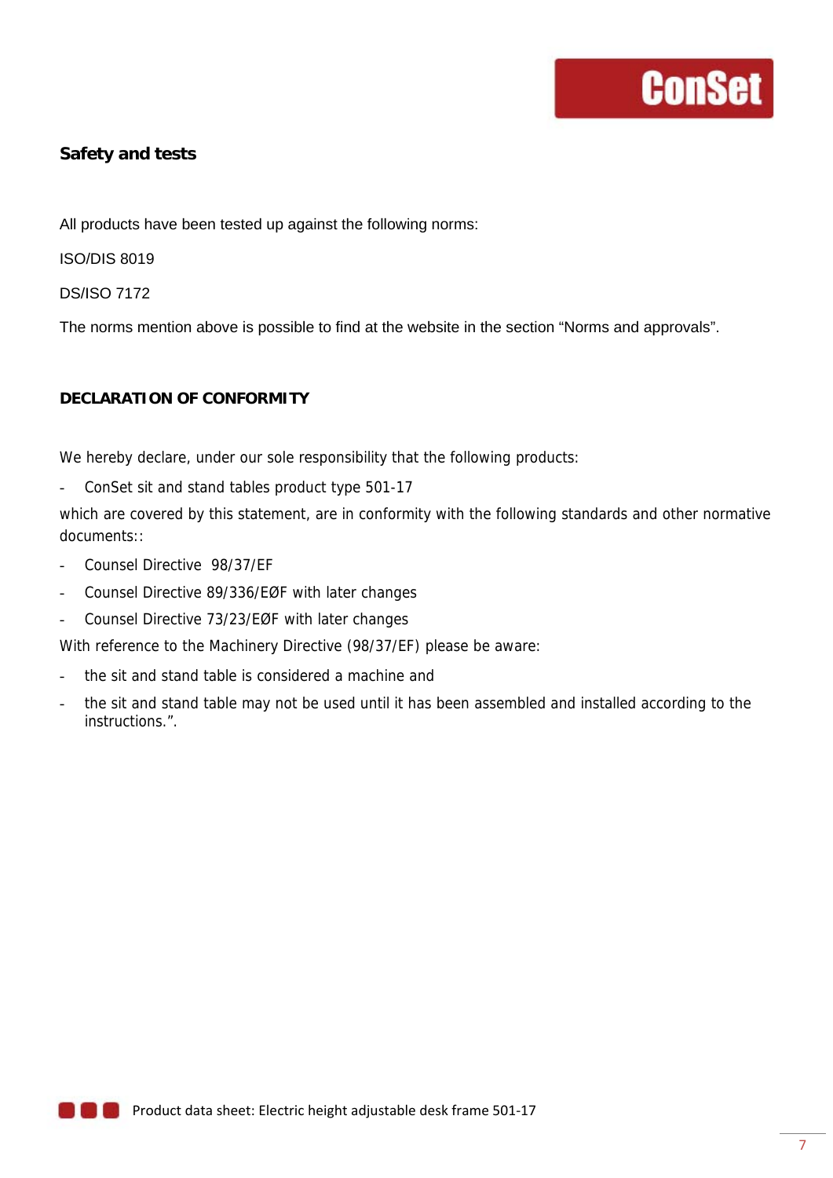## Safety and tests

All products have been tested up against the following norms:

ISO/DIS 8019

DS/ISO 7172

The norms mention above is possible to find at the website in the section “Norms and approvals”.

## DECLARATION OF CONFORMITY

We hereby declare, under our sole responsibility that the following products:

- ConSet sit and stand tables product type 501-17

which are covered by this statement, are in conformity with the following standards and other normative documents::

- Counsel Directive  98/37/EF
- Counsel Directive 89/336/EØF with later changes
- Counsel Directive 73/23/EØF with later changes

With reference to the Machinery Directive (98/37/EF) please be aware:

- the sit and stand table is considered a machine and
- the sit and stand table may not be used until it has been assembled and installed according to the instructions.”.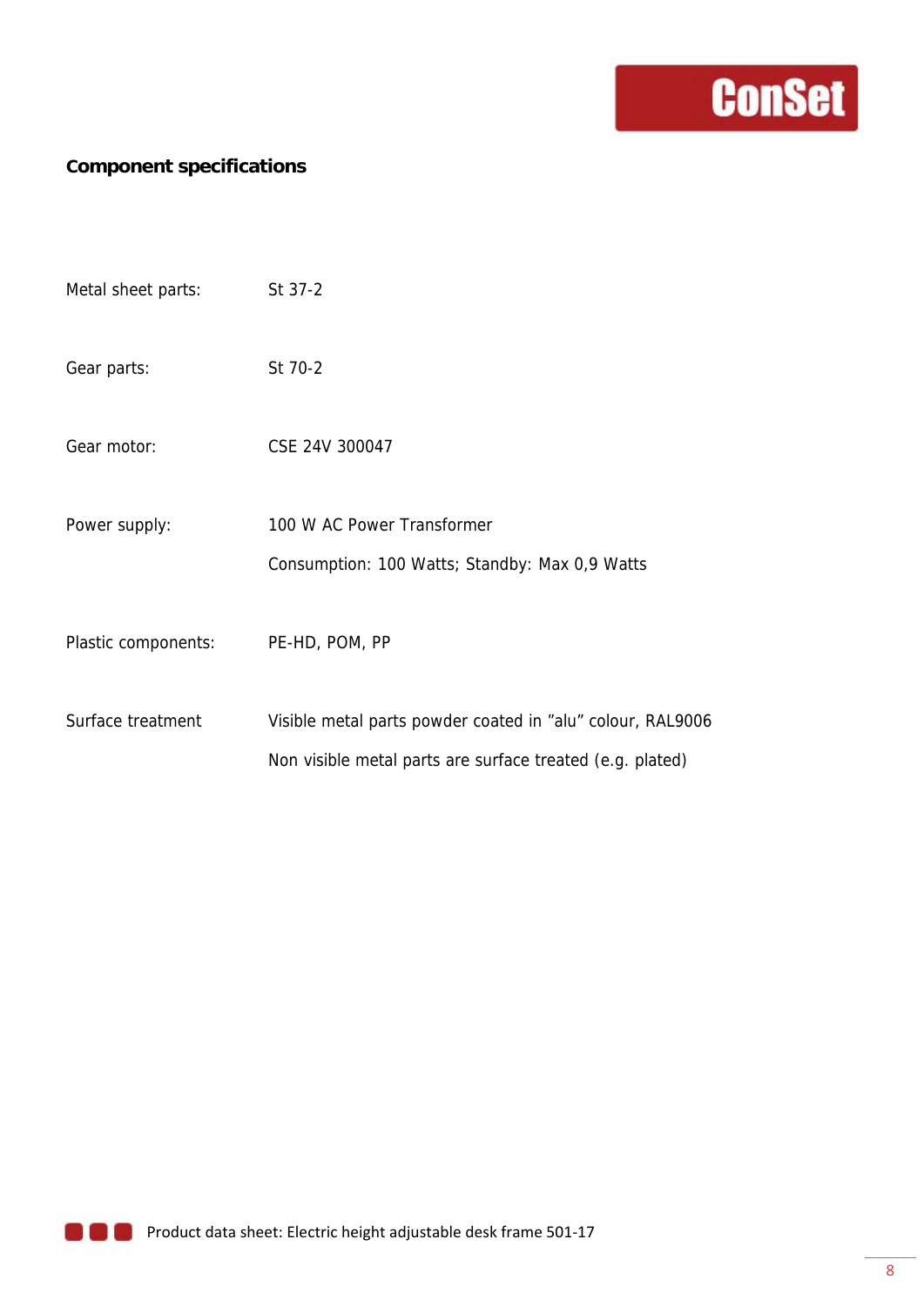## Component specifications

| | |
|---|---|
| Metal sheet parts: | St 37-2 |
| Gear parts: | St 70-2 |
| Gear motor: | CSE 24V 300047 |
| Power supply: | 100 W AC Power Transformer<br>Consumption: 100 Watts; Standby: Max 0,9 Watts |
| Plastic components: | PE-HD, POM, PP |
| Surface treatment | Visible metal parts powder coated in ”alu” colour, RAL9006<br>Non visible metal parts are surface treated (e.g. plated) |